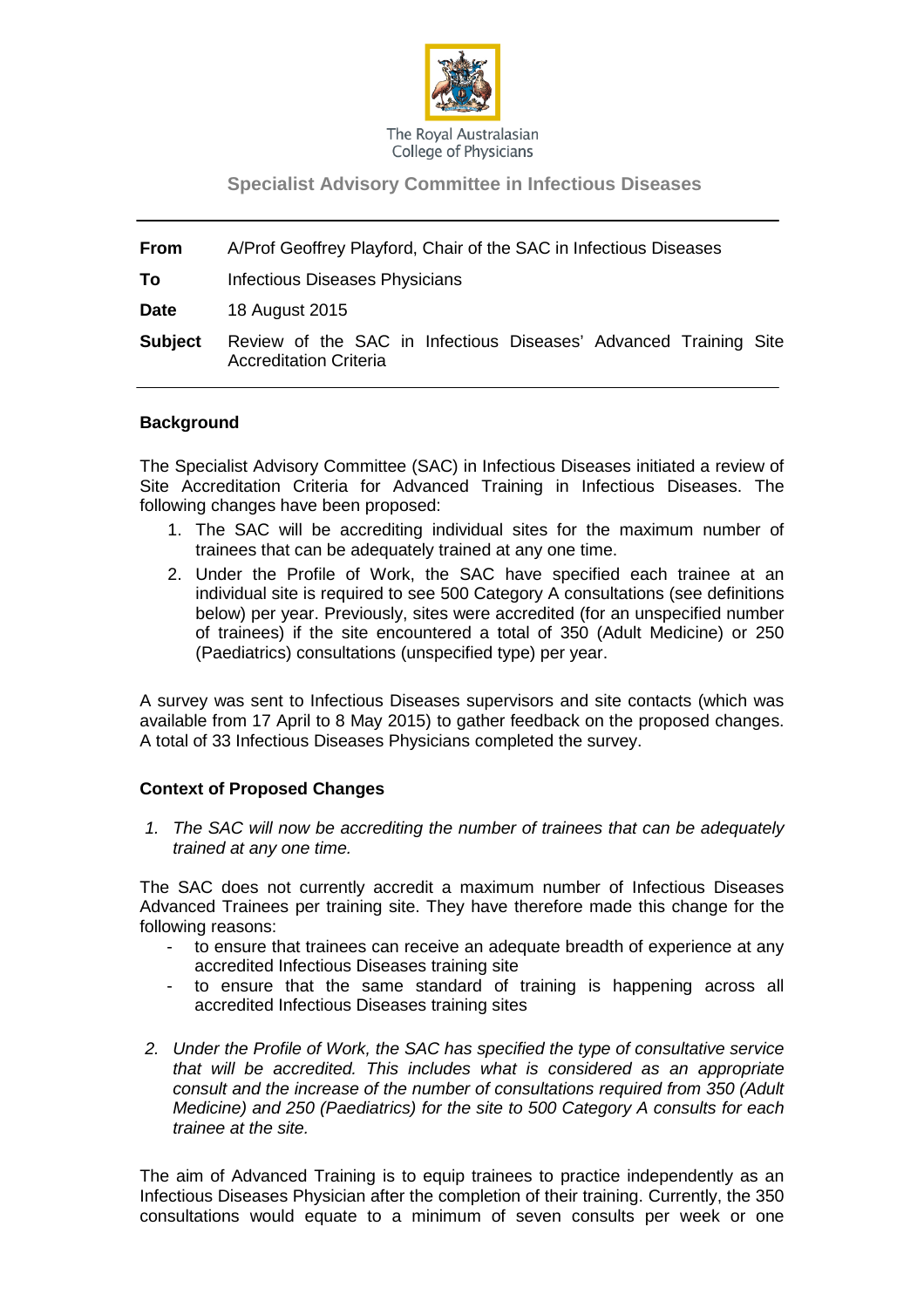The Royal Australasian College of Physicians

**Specialist Advisory Committee in Infectious Diseases**

| | |
|---|---|
| **From** | A/Prof Geoffrey Playford, Chair of the SAC in Infectious Diseases |
| **To** | Infectious Diseases Physicians |
| **Date** | 18 August 2015 |
| **Subject** | Review of the SAC in Infectious Diseases' Advanced Training Site Accreditation Criteria |

## Background

The Specialist Advisory Committee (SAC) in Infectious Diseases initiated a review of Site Accreditation Criteria for Advanced Training in Infectious Diseases. The following changes have been proposed:

1. The SAC will be accrediting individual sites for the maximum number of trainees that can be adequately trained at any one time.
2. Under the Profile of Work, the SAC have specified each trainee at an individual site is required to see 500 Category A consultations (see definitions below) per year. Previously, sites were accredited (for an unspecified number of trainees) if the site encountered a total of 350 (Adult Medicine) or 250 (Paediatrics) consultations (unspecified type) per year.

A survey was sent to Infectious Diseases supervisors and site contacts (which was available from 17 April to 8 May 2015) to gather feedback on the proposed changes. A total of 33 Infectious Diseases Physicians completed the survey.

## Context of Proposed Changes

*1. The SAC will now be accrediting the number of trainees that can be adequately trained at any one time.*

The SAC does not currently accredit a maximum number of Infectious Diseases Advanced Trainees per training site. They have therefore made this change for the following reasons:

- to ensure that trainees can receive an adequate breadth of experience at any accredited Infectious Diseases training site
- to ensure that the same standard of training is happening across all accredited Infectious Diseases training sites

*2. Under the Profile of Work, the SAC has specified the type of consultative service that will be accredited. This includes what is considered as an appropriate consult and the increase of the number of consultations required from 350 (Adult Medicine) and 250 (Paediatrics) for the site to 500 Category A consults for each trainee at the site.*

The aim of Advanced Training is to equip trainees to practice independently as an Infectious Diseases Physician after the completion of their training. Currently, the 350 consultations would equate to a minimum of seven consults per week or one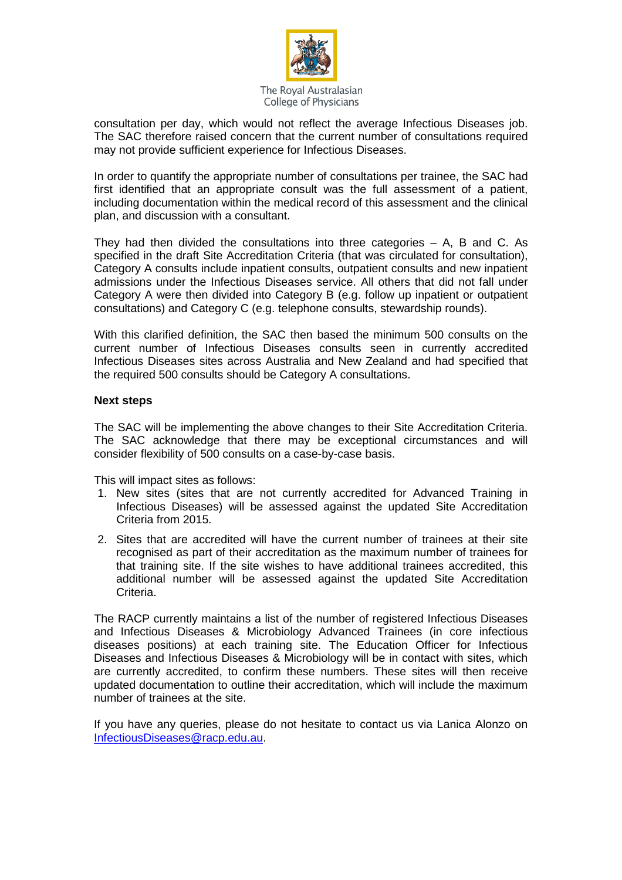consultation per day, which would not reflect the average Infectious Diseases job. The SAC therefore raised concern that the current number of consultations required may not provide sufficient experience for Infectious Diseases.

In order to quantify the appropriate number of consultations per trainee, the SAC had first identified that an appropriate consult was the full assessment of a patient, including documentation within the medical record of this assessment and the clinical plan, and discussion with a consultant.

They had then divided the consultations into three categories – A, B and C. As specified in the draft Site Accreditation Criteria (that was circulated for consultation), Category A consults include inpatient consults, outpatient consults and new inpatient admissions under the Infectious Diseases service. All others that did not fall under Category A were then divided into Category B (e.g. follow up inpatient or outpatient consultations) and Category C (e.g. telephone consults, stewardship rounds).

With this clarified definition, the SAC then based the minimum 500 consults on the current number of Infectious Diseases consults seen in currently accredited Infectious Diseases sites across Australia and New Zealand and had specified that the required 500 consults should be Category A consultations.

**Next steps**

The SAC will be implementing the above changes to their Site Accreditation Criteria. The SAC acknowledge that there may be exceptional circumstances and will consider flexibility of 500 consults on a case-by-case basis.

This will impact sites as follows:

1. New sites (sites that are not currently accredited for Advanced Training in Infectious Diseases) will be assessed against the updated Site Accreditation Criteria from 2015.
2. Sites that are accredited will have the current number of trainees at their site recognised as part of their accreditation as the maximum number of trainees for that training site. If the site wishes to have additional trainees accredited, this additional number will be assessed against the updated Site Accreditation Criteria.

The RACP currently maintains a list of the number of registered Infectious Diseases and Infectious Diseases & Microbiology Advanced Trainees (in core infectious diseases positions) at each training site. The Education Officer for Infectious Diseases and Infectious Diseases & Microbiology will be in contact with sites, which are currently accredited, to confirm these numbers. These sites will then receive updated documentation to outline their accreditation, which will include the maximum number of trainees at the site.

If you have any queries, please do not hesitate to contact us via Lanica Alonzo on InfectiousDiseases@racp.edu.au.